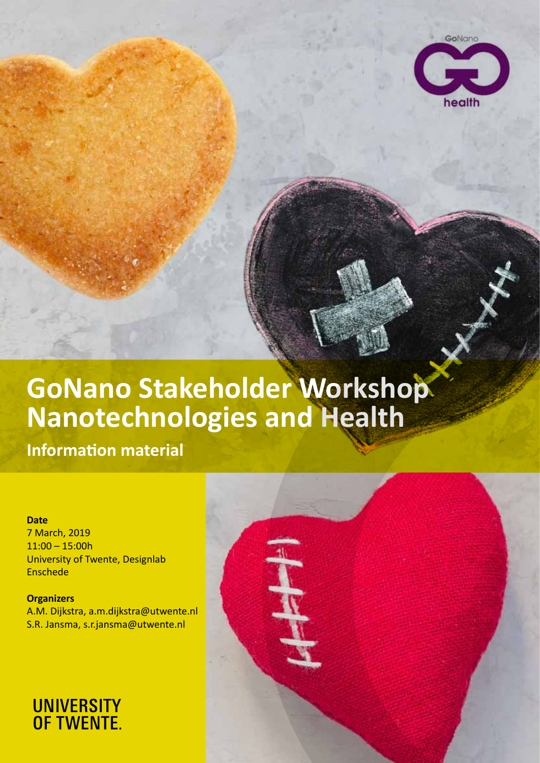GoNano health

# GoNano Stakeholder Workshop Nanotechnologies and Health

## Information material

**Date**
7 March, 2019
11:00 – 15:00h
University of Twente, Designlab
Enschede

**Organizers**
A.M. Dijkstra, a.m.dijkstra@utwente.nl
S.R. Jansma, s.r.jansma@utwente.nl

UNIVERSITY OF TWENTE.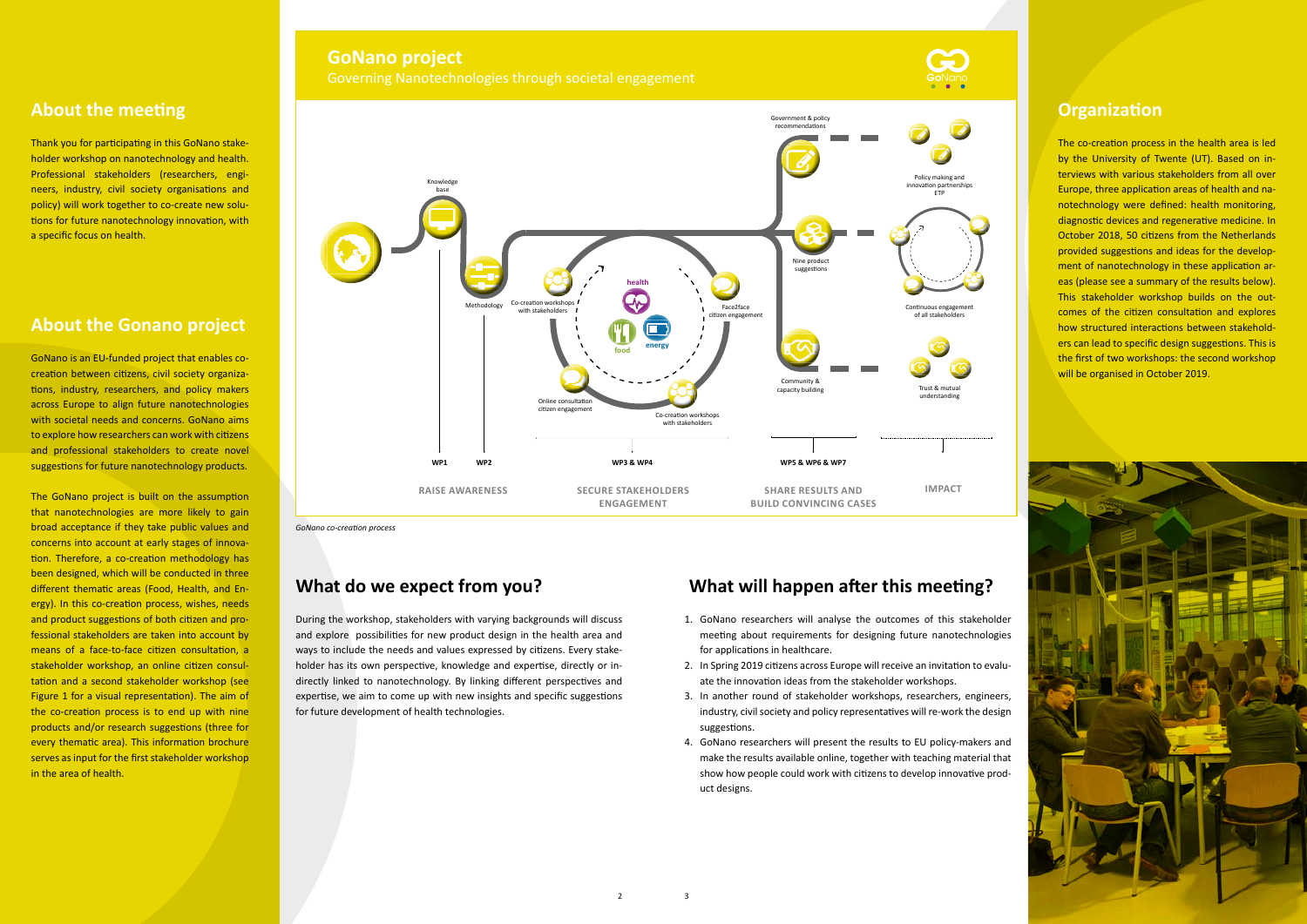## About the meeting

Thank you for participating in this GoNano stakeholder workshop on nanotechnology and health. Professional stakeholders (researchers, engineers, industry, civil society organisations and policy) will work together to co-create new solutions for future nanotechnology innovation, with a specific focus on health.

## About the Gonano project

GoNano is an EU-funded project that enables co-creation between citizens, civil society organizations, industry, researchers, and policy makers across Europe to align future nanotechnologies with societal needs and concerns. GoNano aims to explore how researchers can work with citizens and professional stakeholders to create novel suggestions for future nanotechnology products.

The GoNano project is built on the assumption that nanotechnologies are more likely to gain broad acceptance if they take public values and concerns into account at early stages of innovation. Therefore, a co-creation methodology has been designed, which will be conducted in three different thematic areas (Food, Health, and Energy). In this co-creation process, wishes, needs and product suggestions of both citizen and professional stakeholders are taken into account by means of a face-to-face citizen consultation, a stakeholder workshop, an online citizen consultation and a second stakeholder workshop (see Figure 1 for a visual representation). The aim of the co-creation process is to end up with nine products and/or research suggestions (three for every thematic area). This information brochure serves as input for the first stakeholder workshop in the area of health.

## GoNano project

Governing Nanotechnologies through societal engagement

*GoNano co-creation process*

## What do we expect from you?

During the workshop, stakeholders with varying backgrounds will discuss and explore possibilities for new product design in the health area and ways to include the needs and values expressed by citizens. Every stakeholder has its own perspective, knowledge and expertise, directly or indirectly linked to nanotechnology. By linking different perspectives and expertise, we aim to come up with new insights and specific suggestions for future development of health technologies.

## What will happen after this meeting?

1. GoNano researchers will analyse the outcomes of this stakeholder meeting about requirements for designing future nanotechnologies for applications in healthcare.
2. In Spring 2019 citizens across Europe will receive an invitation to evaluate the innovation ideas from the stakeholder workshops.
3. In another round of stakeholder workshops, researchers, engineers, industry, civil society and policy representatives will re-work the design suggestions.
4. GoNano researchers will present the results to EU policy-makers and make the results available online, together with teaching material that show how people could work with citizens to develop innovative product designs.

## Organization

The co-creation process in the health area is led by the University of Twente (UT). Based on interviews with various stakeholders from all over Europe, three application areas of health and nanotechnology were defined: health monitoring, diagnostic devices and regenerative medicine. In October 2018, 50 citizens from the Netherlands provided suggestions and ideas for the development of nanotechnology in these application areas (please see a summary of the results below). This stakeholder workshop builds on the outcomes of the citizen consultation and explores how structured interactions between stakeholders can lead to specific design suggestions. This is the first of two workshops: the second workshop will be organised in October 2019.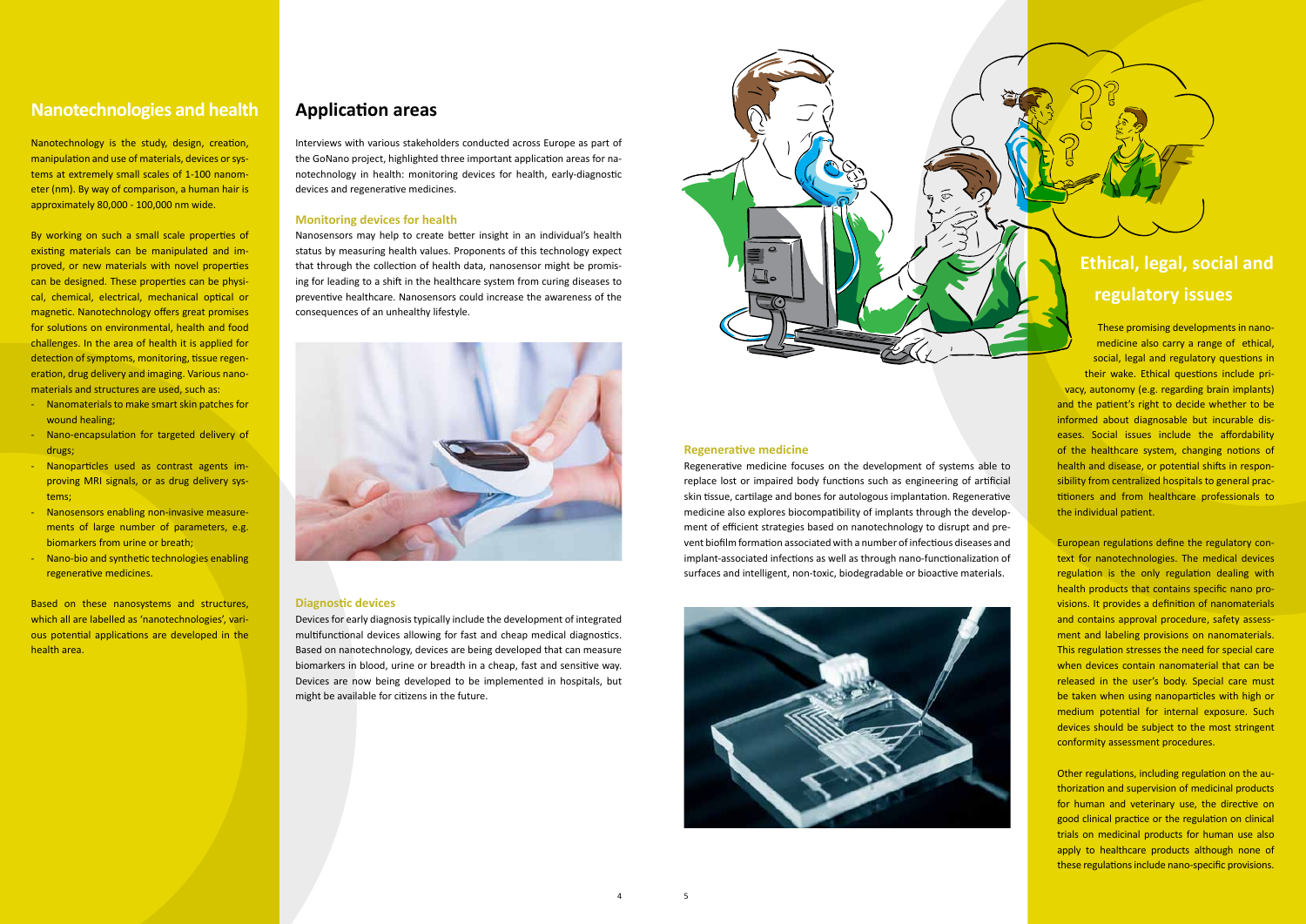## Nanotechnologies and health

Nanotechnology is the study, design, creation, manipulation and use of materials, devices or systems at extremely small scales of 1-100 nanometer (nm). By way of comparison, a human hair is approximately 80,000 - 100,000 nm wide.

By working on such a small scale properties of existing materials can be manipulated and improved, or new materials with novel properties can be designed. These properties can be physical, chemical, electrical, mechanical optical or magnetic. Nanotechnology offers great promises for solutions on environmental, health and food challenges. In the area of health it is applied for detection of symptoms, monitoring, tissue regeneration, drug delivery and imaging. Various nanomaterials and structures are used, such as:

- Nanomaterials to make smart skin patches for wound healing;
- Nano-encapsulation for targeted delivery of drugs;
- Nanoparticles used as contrast agents improving MRI signals, or as drug delivery systems;
- Nanosensors enabling non-invasive measurements of large number of parameters, e.g. biomarkers from urine or breath;
- Nano-bio and synthetic technologies enabling regenerative medicines.

Based on these nanosystems and structures, which all are labelled as 'nanotechnologies', various potential applications are developed in the health area.

## Application areas

Interviews with various stakeholders conducted across Europe as part of the GoNano project, highlighted three important application areas for nanotechnology in health: monitoring devices for health, early-diagnostic devices and regenerative medicines.

### Monitoring devices for health

Nanosensors may help to create better insight in an individual's health status by measuring health values. Proponents of this technology expect that through the collection of health data, nanosensor might be promising for leading to a shift in the healthcare system from curing diseases to preventive healthcare. Nanosensors could increase the awareness of the consequences of an unhealthy lifestyle.

### Diagnostic devices

Devices for early diagnosis typically include the development of integrated multifunctional devices allowing for fast and cheap medical diagnostics. Based on nanotechnology, devices are being developed that can measure biomarkers in blood, urine or breadth in a cheap, fast and sensitive way. Devices are now being developed to be implemented in hospitals, but might be available for citizens in the future.

### Regenerative medicine

Regenerative medicine focuses on the development of systems able to replace lost or impaired body functions such as engineering of artificial skin tissue, cartilage and bones for autologous implantation. Regenerative medicine also explores biocompatibility of implants through the development of efficient strategies based on nanotechnology to disrupt and prevent biofilm formation associated with a number of infectious diseases and implant-associated infections as well as through nano-functionalization of surfaces and intelligent, non-toxic, biodegradable or bioactive materials.

## Ethical, legal, social and regulatory issues

These promising developments in nanomedicine also carry a range of ethical, social, legal and regulatory questions in their wake. Ethical questions include privacy, autonomy (e.g. regarding brain implants) and the patient's right to decide whether to be informed about diagnosable but incurable diseases. Social issues include the affordability of the healthcare system, changing notions of health and disease, or potential shifts in responsibility from centralized hospitals to general practitioners and from healthcare professionals to the individual patient.

European regulations define the regulatory context for nanotechnologies. The medical devices regulation is the only regulation dealing with health products that contains specific nano provisions. It provides a definition of nanomaterials and contains approval procedure, safety assessment and labeling provisions on nanomaterials. This regulation stresses the need for special care when devices contain nanomaterial that can be released in the user's body. Special care must be taken when using nanoparticles with high or medium potential for internal exposure. Such devices should be subject to the most stringent conformity assessment procedures.

Other regulations, including regulation on the authorization and supervision of medicinal products for human and veterinary use, the directive on good clinical practice or the regulation on clinical trials on medicinal products for human use also apply to healthcare products although none of these regulations include nano-specific provisions.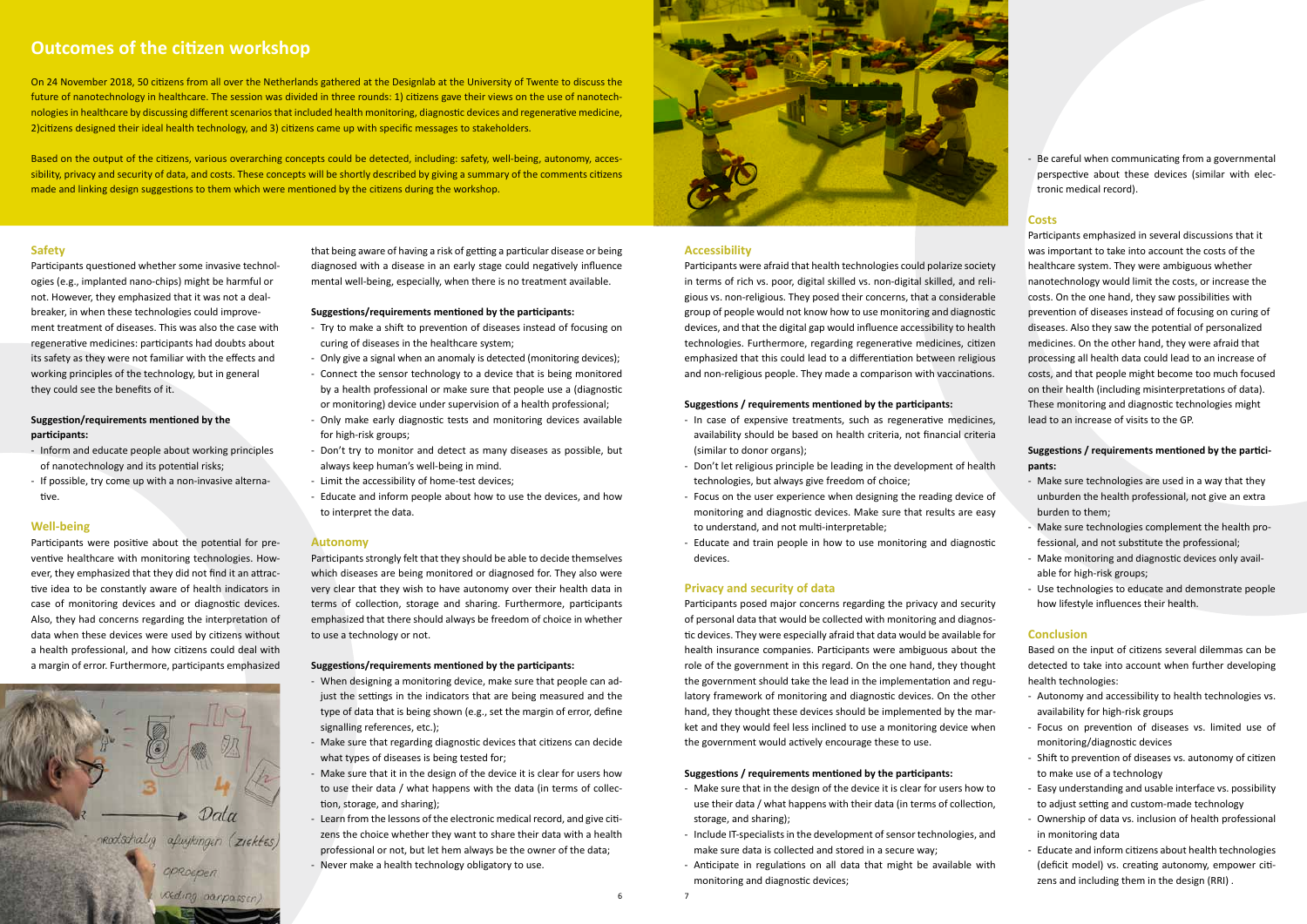## Outcomes of the citizen workshop

On 24 November 2018, 50 citizens from all over the Netherlands gathered at the Designlab at the University of Twente to discuss the future of nanotechnology in healthcare. The session was divided in three rounds: 1) citizens gave their views on the use of nanotechnologies in healthcare by discussing different scenarios that included health monitoring, diagnostic devices and regenerative medicine, 2)citizens designed their ideal health technology, and 3) citizens came up with specific messages to stakeholders.

Based on the output of the citizens, various overarching concepts could be detected, including: safety, well-being, autonomy, accessibility, privacy and security of data, and costs. These concepts will be shortly described by giving a summary of the comments citizens made and linking design suggestions to them which were mentioned by the citizens during the workshop.

### Safety

Participants questioned whether some invasive technologies (e.g., implanted nano-chips) might be harmful or not. However, they emphasized that it was not a dealbreaker, in when these technologies could improvement treatment of diseases. This was also the case with regenerative medicines: participants had doubts about its safety as they were not familiar with the effects and working principles of the technology, but in general they could see the benefits of it.

**Suggestion/requirements mentioned by the participants:**

- Inform and educate people about working principles of nanotechnology and its potential risks;
- If possible, try come up with a non-invasive alternative.

### Well-being

Participants were positive about the potential for preventive healthcare with monitoring technologies. However, they emphasized that they did not find it an attractive idea to be constantly aware of health indicators in case of monitoring devices and or diagnostic devices. Also, they had concerns regarding the interpretation of data when these devices were used by citizens without a health professional, and how citizens could deal with a margin of error. Furthermore, participants emphasized that being aware of having a risk of getting a particular disease or being diagnosed with a disease in an early stage could negatively influence mental well-being, especially, when there is no treatment available.

**Suggestions/requirements mentioned by the participants:**

- Try to make a shift to prevention of diseases instead of focusing on curing of diseases in the healthcare system;
- Only give a signal when an anomaly is detected (monitoring devices);
- Connect the sensor technology to a device that is being monitored by a health professional or make sure that people use a (diagnostic or monitoring) device under supervision of a health professional;
- Only make early diagnostic tests and monitoring devices available for high-risk groups;
- Don't try to monitor and detect as many diseases as possible, but always keep human's well-being in mind.
- Limit the accessibility of home-test devices;
- Educate and inform people about how to use the devices, and how to interpret the data.

### Autonomy

Participants strongly felt that they should be able to decide themselves which diseases are being monitored or diagnosed for. They also were very clear that they wish to have autonomy over their health data in terms of collection, storage and sharing. Furthermore, participants emphasized that there should always be freedom of choice in whether to use a technology or not.

**Suggestions/requirements mentioned by the participants:**

- When designing a monitoring device, make sure that people can adjust the settings in the indicators that are being measured and the type of data that is being shown (e.g., set the margin of error, define signalling references, etc.);
- Make sure that regarding diagnostic devices that citizens can decide what types of diseases is being tested for;
- Make sure that it in the design of the device it is clear for users how to use their data / what happens with the data (in terms of collection, storage, and sharing);
- Learn from the lessons of the electronic medical record, and give citizens the choice whether they want to share their data with a health professional or not, but let hem always be the owner of the data;
- Never make a health technology obligatory to use.

### Accessibility

Participants were afraid that health technologies could polarize society in terms of rich vs. poor, digital skilled vs. non-digital skilled, and religious vs. non-religious. They posed their concerns, that a considerable group of people would not know how to use monitoring and diagnostic devices, and that the digital gap would influence accessibility to health technologies. Furthermore, regarding regenerative medicines, citizen emphasized that this could lead to a differentiation between religious and non-religious people. They made a comparison with vaccinations.

**Suggestions / requirements mentioned by the participants:**

- In case of expensive treatments, such as regenerative medicines, availability should be based on health criteria, not financial criteria (similar to donor organs);
- Don't let religious principle be leading in the development of health technologies, but always give freedom of choice;
- Focus on the user experience when designing the reading device of monitoring and diagnostic devices. Make sure that results are easy to understand, and not multi-interpretable;
- Educate and train people in how to use monitoring and diagnostic devices.

### Privacy and security of data

Participants posed major concerns regarding the privacy and security of personal data that would be collected with monitoring and diagnostic devices. They were especially afraid that data would be available for health insurance companies. Participants were ambiguous about the role of the government in this regard. On the one hand, they thought the government should take the lead in the implementation and regulatory framework of monitoring and diagnostic devices. On the other hand, they thought these devices should be implemented by the market and they would feel less inclined to use a monitoring device when the government would actively encourage these to use.

**Suggestions / requirements mentioned by the participants:**

- Make sure that in the design of the device it is clear for users how to use their data / what happens with their data (in terms of collection, storage, and sharing);
- Include IT-specialists in the development of sensor technologies, and make sure data is collected and stored in a secure way;
- Anticipate in regulations on all data that might be available with monitoring and diagnostic devices;
- Be careful when communicating from a governmental perspective about these devices (similar with electronic medical record).

### Costs

Participants emphasized in several discussions that it was important to take into account the costs of the healthcare system. They were ambiguous whether nanotechnology would limit the costs, or increase the costs. On the one hand, they saw possibilities with prevention of diseases instead of focusing on curing of diseases. Also they saw the potential of personalized medicines. On the other hand, they were afraid that processing all health data could lead to an increase of costs, and that people might become too much focused on their health (including misinterpretations of data). These monitoring and diagnostic technologies might lead to an increase of visits to the GP.

**Suggestions / requirements mentioned by the participants:**

- Make sure technologies are used in a way that they unburden the health professional, not give an extra burden to them;
- Make sure technologies complement the health professional, and not substitute the professional;
- Make monitoring and diagnostic devices only available for high-risk groups;
- Use technologies to educate and demonstrate people how lifestyle influences their health.

### Conclusion

Based on the input of citizens several dilemmas can be detected to take into account when further developing health technologies:

- Autonomy and accessibility to health technologies vs. availability for high-risk groups
- Focus on prevention of diseases vs. limited use of monitoring/diagnostic devices
- Shift to prevention of diseases vs. autonomy of citizen to make use of a technology
- Easy understanding and usable interface vs. possibility to adjust setting and custom-made technology
- Ownership of data vs. inclusion of health professional in monitoring data
- Educate and inform citizens about health technologies (deficit model) vs. creating autonomy, empower citizens and including them in the design (RRI) .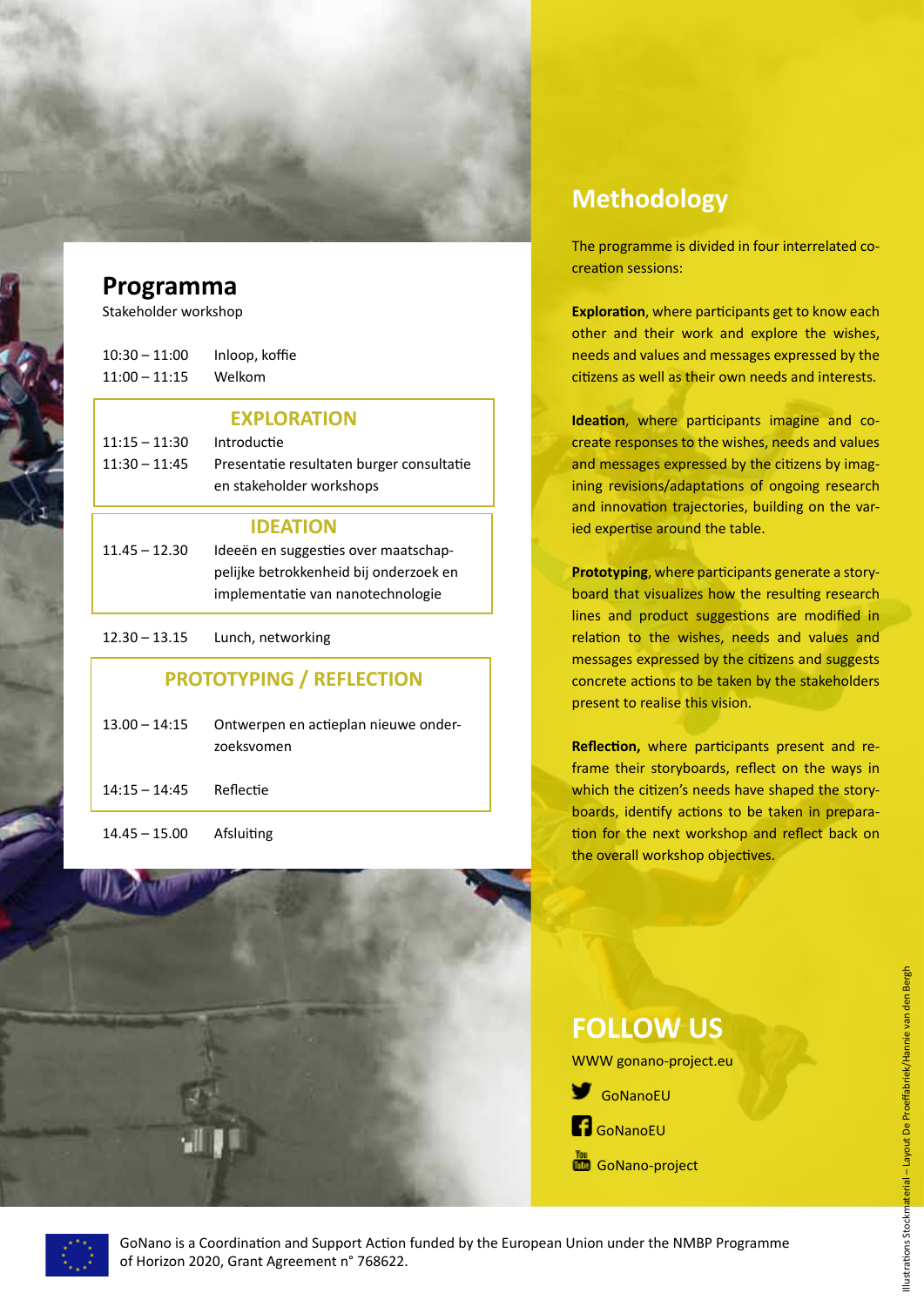## Programma

Stakeholder workshop

| | |
|---|---|
| 10:30 – 11:00 | Inloop, koffie |
| 11:00 – 11:15 | Welkom |
| **EXPLORATION** | |
| 11:15 – 11:30 | Introductie |
| 11:30 – 11:45 | Presentatie resultaten burger consultatie en stakeholder workshops |
| **IDEATION** | |
| 11.45 – 12.30 | Ideeën en suggesties over maatschappelijke betrokkenheid bij onderzoek en implementatie van nanotechnologie |
| 12.30 – 13.15 | Lunch, networking |
| **PROTOTYPING / REFLECTION** | |
| 13.00 – 14:15 | Ontwerpen en actieplan nieuwe onderzoeksvomen |
| 14:15 – 14:45 | Reflectie |
| 14.45 – 15.00 | Afsluiting |

## Methodology

The programme is divided in four interrelated co-creation sessions:

**Exploration**, where participants get to know each other and their work and explore the wishes, needs and values and messages expressed by the citizens as well as their own needs and interests.

**Ideation**, where participants imagine and co-create responses to the wishes, needs and values and messages expressed by the citizens by imagining revisions/adaptations of ongoing research and innovation trajectories, building on the varied expertise around the table.

**Prototyping**, where participants generate a storyboard that visualizes how the resulting research lines and product suggestions are modified in relation to the wishes, needs and values and messages expressed by the citizens and suggests concrete actions to be taken by the stakeholders present to realise this vision.

**Reflection,** where participants present and reframe their storyboards, reflect on the ways in which the citizen's needs have shaped the storyboards, identify actions to be taken in preparation for the next workshop and reflect back on the overall workshop objectives.

## FOLLOW US

WWW gonano-project.eu

GoNanoEU

GoNanoEU

GoNano-project

Illustrations Stockmaterial – Layout De Proeffabriek/Hannie van den Bergh

GoNano is a Coordination and Support Action funded by the European Union under the NMBP Programme of Horizon 2020, Grant Agreement n° 768622.